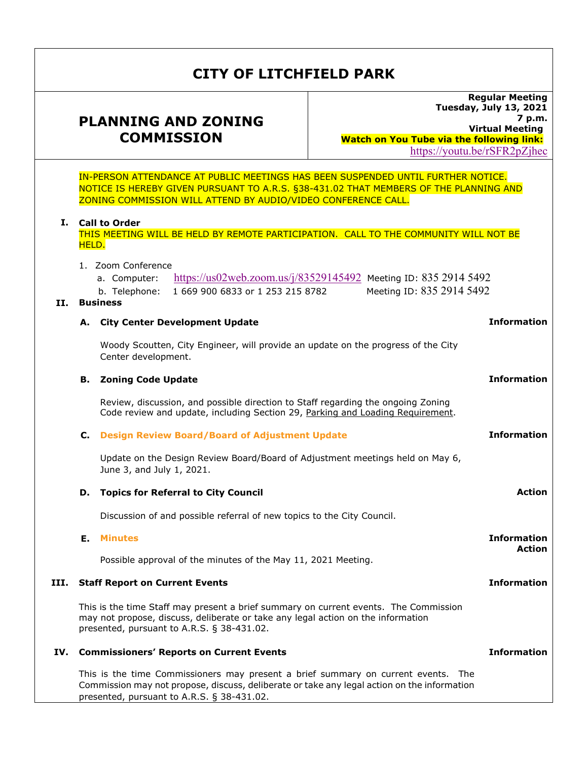# CITY OF LITCHFIELD PARK

## PLANNING AND ZONING COMMISSION

**Regular Meeting**
**Tuesday, July 13, 2021**
**7 p.m.**
**Virtual Meeting**
**Watch on You Tube via the following link:**
https://youtu.be/rSFR2pZjhec

IN-PERSON ATTENDANCE AT PUBLIC MEETINGS HAS BEEN SUSPENDED UNTIL FURTHER NOTICE. NOTICE IS HEREBY GIVEN PURSUANT TO A.R.S. §38-431.02 THAT MEMBERS OF THE PLANNING AND ZONING COMMISSION WILL ATTEND BY AUDIO/VIDEO CONFERENCE CALL.

**I. Call to Order**

THIS MEETING WILL BE HELD BY REMOTE PARTICIPATION. CALL TO THE COMMUNITY WILL NOT BE HELD.

1. Zoom Conference
   a. Computer: https://us02web.zoom.us/j/83529145492 Meeting ID: 835 2914 5492
   b. Telephone: 1 669 900 6833 or 1 253 215 8782 Meeting ID: 835 2914 5492

**II. Business**

**A. City Center Development Update** — **Information**

Woody Scoutten, City Engineer, will provide an update on the progress of the City Center development.

**B. Zoning Code Update** — **Information**

Review, discussion, and possible direction to Staff regarding the ongoing Zoning Code review and update, including Section 29, Parking and Loading Requirement.

**C. Design Review Board/Board of Adjustment Update** — **Information**

Update on the Design Review Board/Board of Adjustment meetings held on May 6, June 3, and July 1, 2021.

**D. Topics for Referral to City Council** — **Action**

Discussion of and possible referral of new topics to the City Council.

**E. Minutes** — **Information / Action**

Possible approval of the minutes of the May 11, 2021 Meeting.

**III. Staff Report on Current Events** — **Information**

This is the time Staff may present a brief summary on current events. The Commission may not propose, discuss, deliberate or take any legal action on the information presented, pursuant to A.R.S. § 38-431.02.

**IV. Commissioners' Reports on Current Events** — **Information**

This is the time Commissioners may present a brief summary on current events. The Commission may not propose, discuss, deliberate or take any legal action on the information presented, pursuant to A.R.S. § 38-431.02.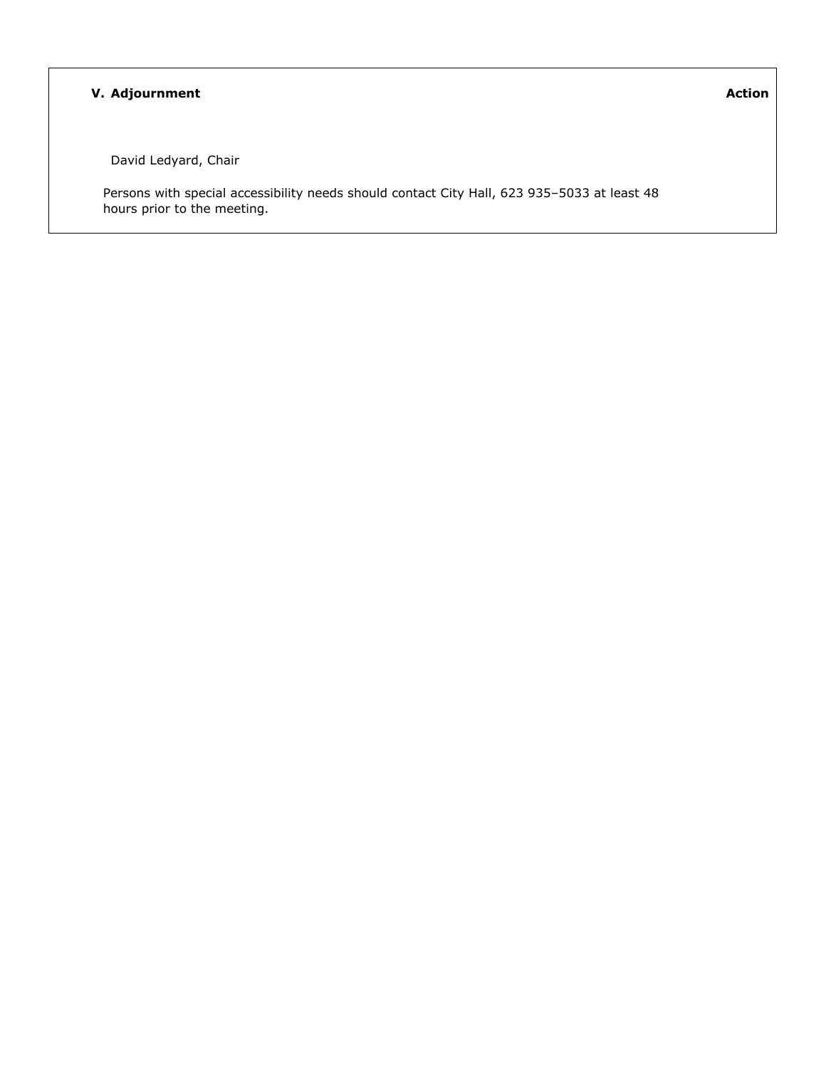**V. Adjournment** **Action**

David Ledyard, Chair

Persons with special accessibility needs should contact City Hall, 623 935–5033 at least 48 hours prior to the meeting.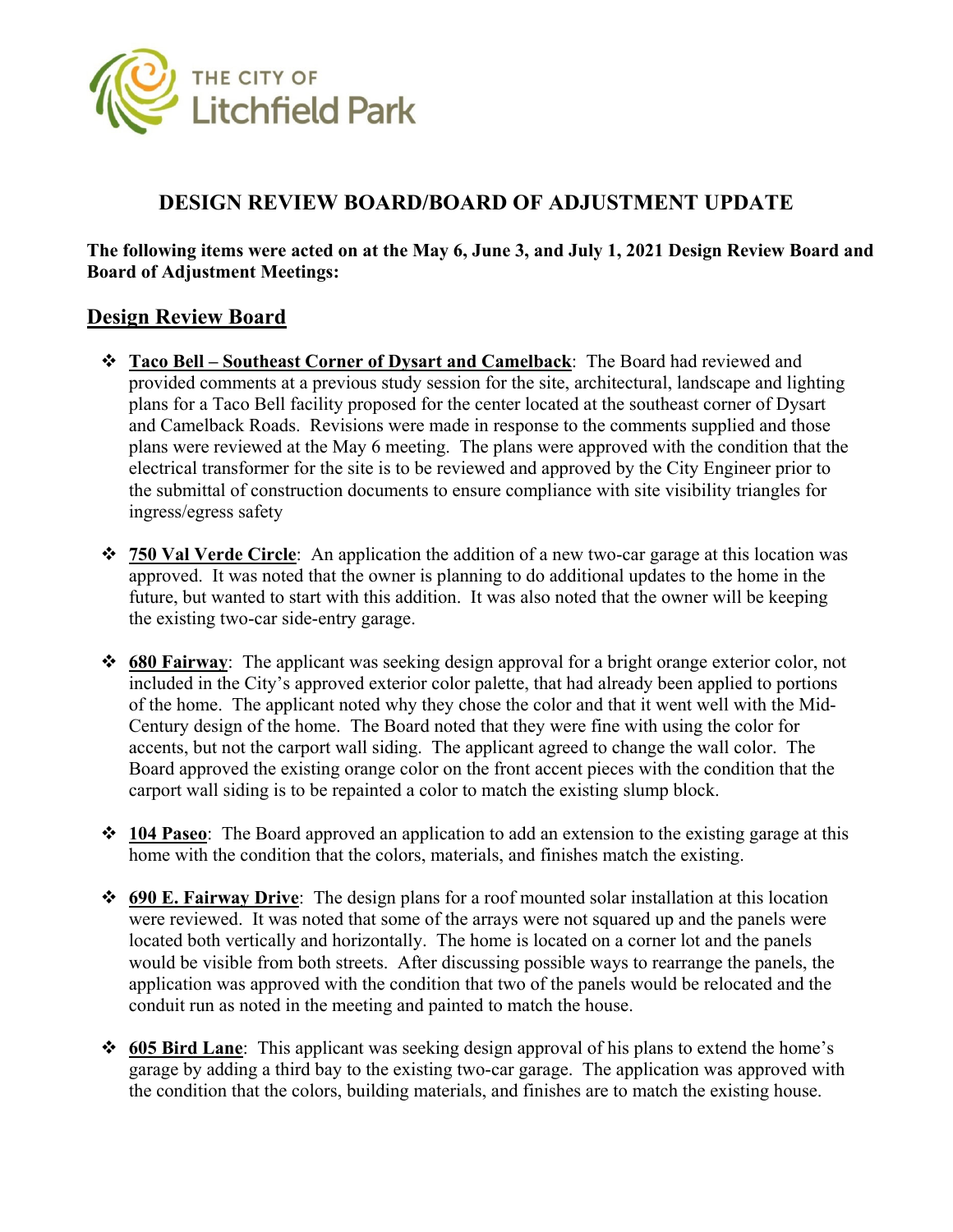THE CITY OF Litchfield Park

# DESIGN REVIEW BOARD/BOARD OF ADJUSTMENT UPDATE

**The following items were acted on at the May 6, June 3, and July 1, 2021 Design Review Board and Board of Adjustment Meetings:**

## Design Review Board

- **Taco Bell – Southeast Corner of Dysart and Camelback**: The Board had reviewed and provided comments at a previous study session for the site, architectural, landscape and lighting plans for a Taco Bell facility proposed for the center located at the southeast corner of Dysart and Camelback Roads. Revisions were made in response to the comments supplied and those plans were reviewed at the May 6 meeting. The plans were approved with the condition that the electrical transformer for the site is to be reviewed and approved by the City Engineer prior to the submittal of construction documents to ensure compliance with site visibility triangles for ingress/egress safety

- **750 Val Verde Circle**: An application the addition of a new two-car garage at this location was approved. It was noted that the owner is planning to do additional updates to the home in the future, but wanted to start with this addition. It was also noted that the owner will be keeping the existing two-car side-entry garage.

- **680 Fairway**: The applicant was seeking design approval for a bright orange exterior color, not included in the City's approved exterior color palette, that had already been applied to portions of the home. The applicant noted why they chose the color and that it went well with the Mid-Century design of the home. The Board noted that they were fine with using the color for accents, but not the carport wall siding. The applicant agreed to change the wall color. The Board approved the existing orange color on the front accent pieces with the condition that the carport wall siding is to be repainted a color to match the existing slump block.

- **104 Paseo**: The Board approved an application to add an extension to the existing garage at this home with the condition that the colors, materials, and finishes match the existing.

- **690 E. Fairway Drive**: The design plans for a roof mounted solar installation at this location were reviewed. It was noted that some of the arrays were not squared up and the panels were located both vertically and horizontally. The home is located on a corner lot and the panels would be visible from both streets. After discussing possible ways to rearrange the panels, the application was approved with the condition that two of the panels would be relocated and the conduit run as noted in the meeting and painted to match the house.

- **605 Bird Lane**: This applicant was seeking design approval of his plans to extend the home's garage by adding a third bay to the existing two-car garage. The application was approved with the condition that the colors, building materials, and finishes are to match the existing house.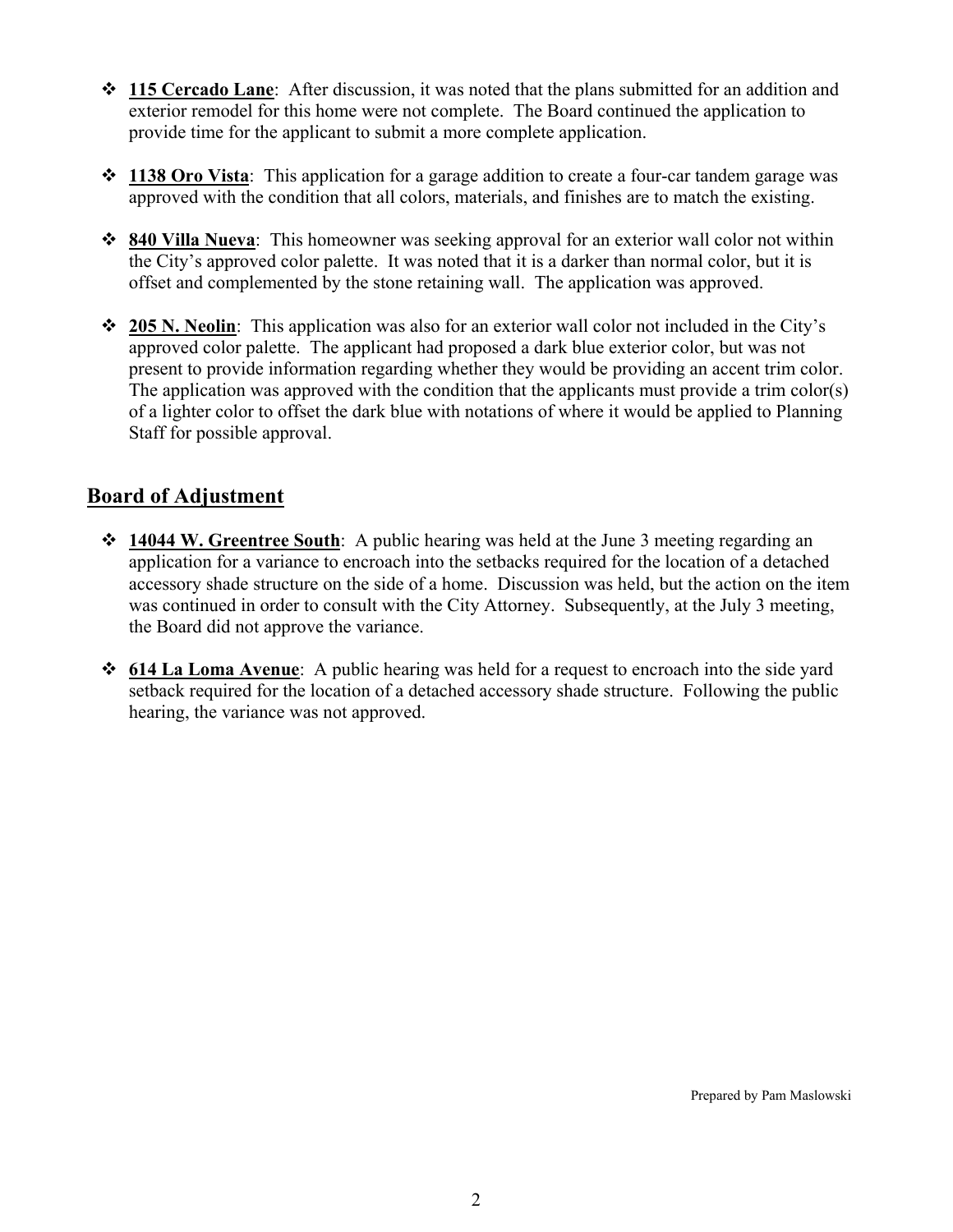- **115 Cercado Lane**: After discussion, it was noted that the plans submitted for an addition and exterior remodel for this home were not complete. The Board continued the application to provide time for the applicant to submit a more complete application.

- **1138 Oro Vista**: This application for a garage addition to create a four-car tandem garage was approved with the condition that all colors, materials, and finishes are to match the existing.

- **840 Villa Nueva**: This homeowner was seeking approval for an exterior wall color not within the City's approved color palette. It was noted that it is a darker than normal color, but it is offset and complemented by the stone retaining wall. The application was approved.

- **205 N. Neolin**: This application was also for an exterior wall color not included in the City's approved color palette. The applicant had proposed a dark blue exterior color, but was not present to provide information regarding whether they would be providing an accent trim color. The application was approved with the condition that the applicants must provide a trim color(s) of a lighter color to offset the dark blue with notations of where it would be applied to Planning Staff for possible approval.

## Board of Adjustment

- **14044 W. Greentree South**: A public hearing was held at the June 3 meeting regarding an application for a variance to encroach into the setbacks required for the location of a detached accessory shade structure on the side of a home. Discussion was held, but the action on the item was continued in order to consult with the City Attorney. Subsequently, at the July 3 meeting, the Board did not approve the variance.

- **614 La Loma Avenue**: A public hearing was held for a request to encroach into the side yard setback required for the location of a detached accessory shade structure. Following the public hearing, the variance was not approved.

Prepared by Pam Maslowski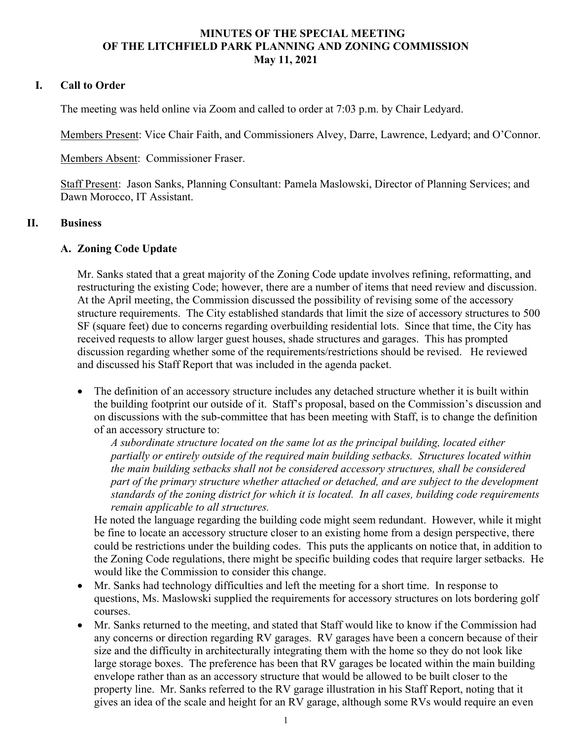# MINUTES OF THE SPECIAL MEETING OF THE LITCHFIELD PARK PLANNING AND ZONING COMMISSION May 11, 2021

## I. Call to Order

The meeting was held online via Zoom and called to order at 7:03 p.m. by Chair Ledyard.

Members Present: Vice Chair Faith, and Commissioners Alvey, Darre, Lawrence, Ledyard; and O'Connor.

Members Absent: Commissioner Fraser.

Staff Present: Jason Sanks, Planning Consultant: Pamela Maslowski, Director of Planning Services; and Dawn Morocco, IT Assistant.

## II. Business

### A. Zoning Code Update

Mr. Sanks stated that a great majority of the Zoning Code update involves refining, reformatting, and restructuring the existing Code; however, there are a number of items that need review and discussion. At the April meeting, the Commission discussed the possibility of revising some of the accessory structure requirements. The City established standards that limit the size of accessory structures to 500 SF (square feet) due to concerns regarding overbuilding residential lots. Since that time, the City has received requests to allow larger guest houses, shade structures and garages. This has prompted discussion regarding whether some of the requirements/restrictions should be revised. He reviewed and discussed his Staff Report that was included in the agenda packet.

- The definition of an accessory structure includes any detached structure whether it is built within the building footprint our outside of it. Staff's proposal, based on the Commission's discussion and on discussions with the sub-committee that has been meeting with Staff, is to change the definition of an accessory structure to:

  *A subordinate structure located on the same lot as the principal building, located either partially or entirely outside of the required main building setbacks. Structures located within the main building setbacks shall not be considered accessory structures, shall be considered part of the primary structure whether attached or detached, and are subject to the development standards of the zoning district for which it is located. In all cases, building code requirements remain applicable to all structures.*

  He noted the language regarding the building code might seem redundant. However, while it might be fine to locate an accessory structure closer to an existing home from a design perspective, there could be restrictions under the building codes. This puts the applicants on notice that, in addition to the Zoning Code regulations, there might be specific building codes that require larger setbacks. He would like the Commission to consider this change.
- Mr. Sanks had technology difficulties and left the meeting for a short time. In response to questions, Ms. Maslowski supplied the requirements for accessory structures on lots bordering golf courses.
- Mr. Sanks returned to the meeting, and stated that Staff would like to know if the Commission had any concerns or direction regarding RV garages. RV garages have been a concern because of their size and the difficulty in architecturally integrating them with the home so they do not look like large storage boxes. The preference has been that RV garages be located within the main building envelope rather than as an accessory structure that would be allowed to be built closer to the property line. Mr. Sanks referred to the RV garage illustration in his Staff Report, noting that it gives an idea of the scale and height for an RV garage, although some RVs would require an even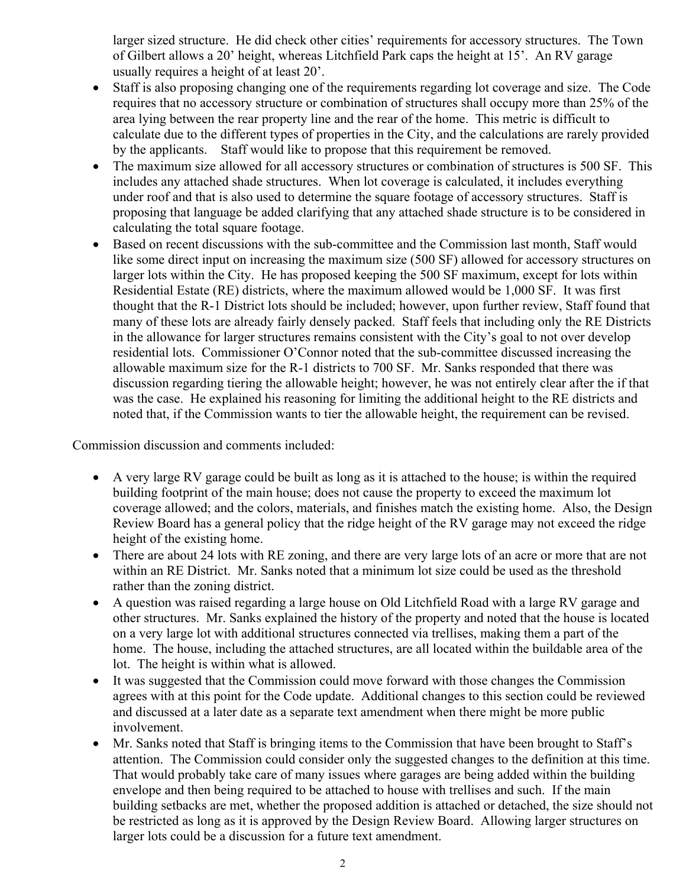larger sized structure. He did check other cities' requirements for accessory structures. The Town of Gilbert allows a 20' height, whereas Litchfield Park caps the height at 15'. An RV garage usually requires a height of at least 20'.

- Staff is also proposing changing one of the requirements regarding lot coverage and size. The Code requires that no accessory structure or combination of structures shall occupy more than 25% of the area lying between the rear property line and the rear of the home. This metric is difficult to calculate due to the different types of properties in the City, and the calculations are rarely provided by the applicants. Staff would like to propose that this requirement be removed.
- The maximum size allowed for all accessory structures or combination of structures is 500 SF. This includes any attached shade structures. When lot coverage is calculated, it includes everything under roof and that is also used to determine the square footage of accessory structures. Staff is proposing that language be added clarifying that any attached shade structure is to be considered in calculating the total square footage.
- Based on recent discussions with the sub-committee and the Commission last month, Staff would like some direct input on increasing the maximum size (500 SF) allowed for accessory structures on larger lots within the City. He has proposed keeping the 500 SF maximum, except for lots within Residential Estate (RE) districts, where the maximum allowed would be 1,000 SF. It was first thought that the R-1 District lots should be included; however, upon further review, Staff found that many of these lots are already fairly densely packed. Staff feels that including only the RE Districts in the allowance for larger structures remains consistent with the City's goal to not over develop residential lots. Commissioner O'Connor noted that the sub-committee discussed increasing the allowable maximum size for the R-1 districts to 700 SF. Mr. Sanks responded that there was discussion regarding tiering the allowable height; however, he was not entirely clear after the if that was the case. He explained his reasoning for limiting the additional height to the RE districts and noted that, if the Commission wants to tier the allowable height, the requirement can be revised.

Commission discussion and comments included:

- A very large RV garage could be built as long as it is attached to the house; is within the required building footprint of the main house; does not cause the property to exceed the maximum lot coverage allowed; and the colors, materials, and finishes match the existing home. Also, the Design Review Board has a general policy that the ridge height of the RV garage may not exceed the ridge height of the existing home.
- There are about 24 lots with RE zoning, and there are very large lots of an acre or more that are not within an RE District. Mr. Sanks noted that a minimum lot size could be used as the threshold rather than the zoning district.
- A question was raised regarding a large house on Old Litchfield Road with a large RV garage and other structures. Mr. Sanks explained the history of the property and noted that the house is located on a very large lot with additional structures connected via trellises, making them a part of the home. The house, including the attached structures, are all located within the buildable area of the lot. The height is within what is allowed.
- It was suggested that the Commission could move forward with those changes the Commission agrees with at this point for the Code update. Additional changes to this section could be reviewed and discussed at a later date as a separate text amendment when there might be more public involvement.
- Mr. Sanks noted that Staff is bringing items to the Commission that have been brought to Staff's attention. The Commission could consider only the suggested changes to the definition at this time. That would probably take care of many issues where garages are being added within the building envelope and then being required to be attached to house with trellises and such. If the main building setbacks are met, whether the proposed addition is attached or detached, the size should not be restricted as long as it is approved by the Design Review Board. Allowing larger structures on larger lots could be a discussion for a future text amendment.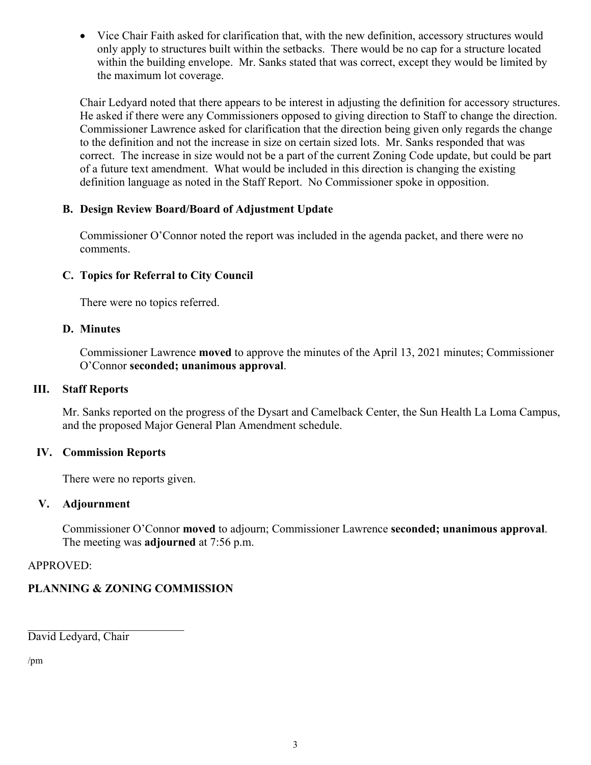- Vice Chair Faith asked for clarification that, with the new definition, accessory structures would only apply to structures built within the setbacks. There would be no cap for a structure located within the building envelope. Mr. Sanks stated that was correct, except they would be limited by the maximum lot coverage.

Chair Ledyard noted that there appears to be interest in adjusting the definition for accessory structures. He asked if there were any Commissioners opposed to giving direction to Staff to change the direction. Commissioner Lawrence asked for clarification that the direction being given only regards the change to the definition and not the increase in size on certain sized lots. Mr. Sanks responded that was correct. The increase in size would not be a part of the current Zoning Code update, but could be part of a future text amendment. What would be included in this direction is changing the existing definition language as noted in the Staff Report. No Commissioner spoke in opposition.

### B. Design Review Board/Board of Adjustment Update

Commissioner O'Connor noted the report was included in the agenda packet, and there were no comments.

### C. Topics for Referral to City Council

There were no topics referred.

### D. Minutes

Commissioner Lawrence **moved** to approve the minutes of the April 13, 2021 minutes; Commissioner O'Connor **seconded; unanimous approval**.

## III. Staff Reports

Mr. Sanks reported on the progress of the Dysart and Camelback Center, the Sun Health La Loma Campus, and the proposed Major General Plan Amendment schedule.

## IV. Commission Reports

There were no reports given.

## V. Adjournment

Commissioner O'Connor **moved** to adjourn; Commissioner Lawrence **seconded; unanimous approval**. The meeting was **adjourned** at 7:56 p.m.

APPROVED:

**PLANNING & ZONING COMMISSION**

\_\_\_\_\_\_\_\_\_\_\_\_\_\_\_\_\_\_\_\_\_\_\_\_\_\_\_\_

David Ledyard, Chair

/pm